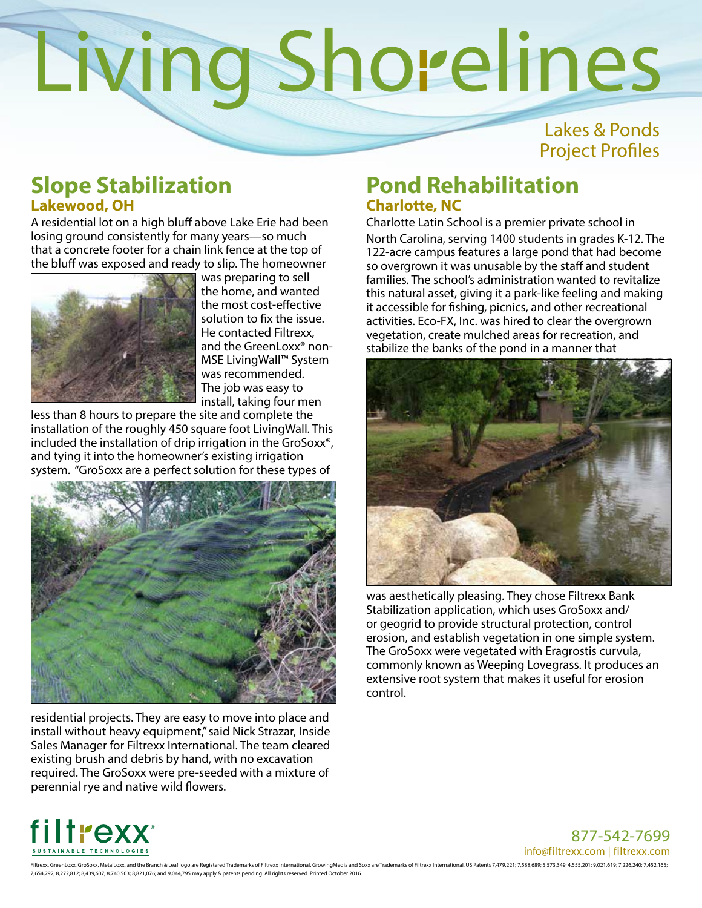# Living Shorelines

Lakes & Ponds
Project Profiles

## Slope Stabilization

### Lakewood, OH

A residential lot on a high bluff above Lake Erie had been losing ground consistently for many years—so much that a concrete footer for a chain link fence at the top of the bluff was exposed and ready to slip. The homeowner was preparing to sell the home, and wanted the most cost-effective solution to fix the issue. He contacted Filtrexx, and the GreenLoxx® non-MSE LivingWall™ System was recommended. The job was easy to install, taking four men less than 8 hours to prepare the site and complete the installation of the roughly 450 square foot LivingWall. This included the installation of drip irrigation in the GroSoxx®, and tying it into the homeowner's existing irrigation system. "GroSoxx are a perfect solution for these types of residential projects. They are easy to move into place and install without heavy equipment," said Nick Strazar, Inside Sales Manager for Filtrexx International. The team cleared existing brush and debris by hand, with no excavation required. The GroSoxx were pre-seeded with a mixture of perennial rye and native wild flowers.

## Pond Rehabilitation

### Charlotte, NC

Charlotte Latin School is a premier private school in North Carolina, serving 1400 students in grades K-12. The 122-acre campus features a large pond that had become so overgrown it was unusable by the staff and student families. The school's administration wanted to revitalize this natural asset, giving it a park-like feeling and making it accessible for fishing, picnics, and other recreational activities. Eco-FX, Inc. was hired to clear the overgrown vegetation, create mulched areas for recreation, and stabilize the banks of the pond in a manner that was aesthetically pleasing. They chose Filtrexx Bank Stabilization application, which uses GroSoxx and/or geogrid to provide structural protection, control erosion, and establish vegetation in one simple system. The GroSoxx were vegetated with Eragrostis curvula, commonly known as Weeping Lovegrass. It produces an extensive root system that makes it useful for erosion control.

filtrexx®
SUSTAINABLE TECHNOLOGIES

877-542-7699
info@filtrexx.com | filtrexx.com

Filtrexx, GreenLoxx, GroSoxx, MetalLoxx, and the Branch & Leaf logo are Registered Trademarks of Filtrexx International. GrowingMedia and Soxx are Trademarks of Filtrexx International. US Patents 7,479,221; 7,588,689; 5,573,349; 4,555,201; 9,021,619; 7,226,240; 7,452,165; 7,654,292; 8,272,812; 8,439,607; 8,740,503; 8,821,076; and 9,044,795 may apply & patents pending. All rights reserved. Printed October 2016.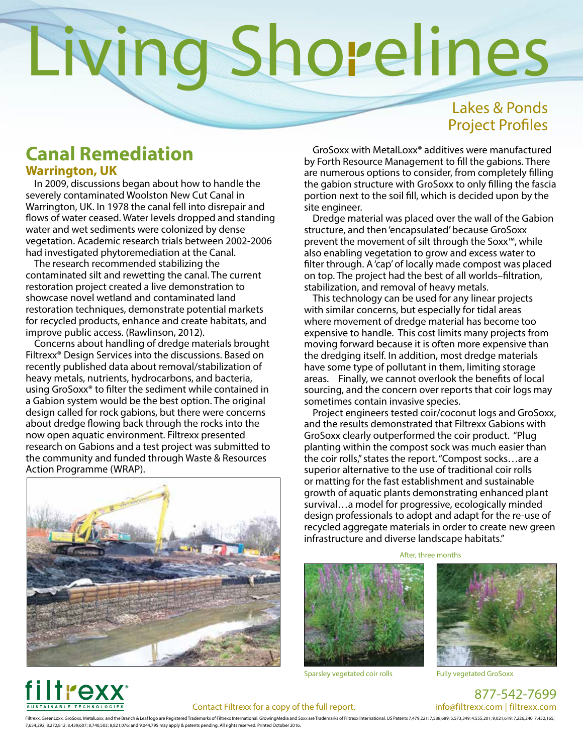# Living Shorelines

Lakes & Ponds
Project Profiles

## Canal Remediation

### Warrington, UK

In 2009, discussions began about how to handle the severely contaminated Woolston New Cut Canal in Warrington, UK. In 1978 the canal fell into disrepair and flows of water ceased. Water levels dropped and standing water and wet sediments were colonized by dense vegetation. Academic research trials between 2002-2006 had investigated phytoremediation at the Canal.

The research recommended stabilizing the contaminated silt and rewetting the canal. The current restoration project created a live demonstration to showcase novel wetland and contaminated land restoration techniques, demonstrate potential markets for recycled products, enhance and create habitats, and improve public access. (Rawlinson, 2012).

Concerns about handling of dredge materials brought Filtrexx® Design Services into the discussions. Based on recently published data about removal/stabilization of heavy metals, nutrients, hydrocarbons, and bacteria, using GroSoxx® to filter the sediment while contained in a Gabion system would be the best option. The original design called for rock gabions, but there were concerns about dredge flowing back through the rocks into the now open aquatic environment. Filtrexx presented research on Gabions and a test project was submitted to the community and funded through Waste & Resources Action Programme (WRAP).

GroSoxx with MetalLoxx® additives were manufactured by Forth Resource Management to fill the gabions. There are numerous options to consider, from completely filling the gabion structure with GroSoxx to only filling the fascia portion next to the soil fill, which is decided upon by the site engineer.

Dredge material was placed over the wall of the Gabion structure, and then 'encapsulated' because GroSoxx prevent the movement of silt through the Soxx™, while also enabling vegetation to grow and excess water to filter through. A 'cap' of locally made compost was placed on top. The project had the best of all worlds–filtration, stabilization, and removal of heavy metals.

This technology can be used for any linear projects with similar concerns, but especially for tidal areas where movement of dredge material has become too expensive to handle. This cost limits many projects from moving forward because it is often more expensive than the dredging itself. In addition, most dredge materials have some type of pollutant in them, limiting storage areas. Finally, we cannot overlook the benefits of local sourcing, and the concern over reports that coir logs may sometimes contain invasive species.

Project engineers tested coir/coconut logs and GroSoxx, and the results demonstrated that Filtrexx Gabions with GroSoxx clearly outperformed the coir product. "Plug planting within the compost sock was much easier than the coir rolls," states the report. "Compost socks…are a superior alternative to the use of traditional coir rolls or matting for the fast establishment and sustainable growth of aquatic plants demonstrating enhanced plant survival…a model for progressive, ecologically minded design professionals to adopt and adapt for the re-use of recycled aggregate materials in order to create new green infrastructure and diverse landscape habitats."

After, three months

Sparsley vegetated coir rolls

Fully vegetated GroSoxx

Contact Filtrexx for a copy of the full report.

877-542-7699
info@filtrexx.com | filtrexx.com

Filtrexx, GreenLoxx, GroSoxx, MetalLoxx, and the Branch & Leaf logo are Registered Trademarks of Filtrexx International. GrowingMedia and Soxx are Trademarks of Filtrexx International. US Patents 7,479,221; 7,588,689; 5,573,349; 4,555,201; 9,021,619; 7,226,240; 7,452,165; 7,654,292; 8,272,812; 8,439,607; 8,740,503; 8,821,076; and 9,044,795 may apply & patents pending. All rights reserved. Printed October 2016.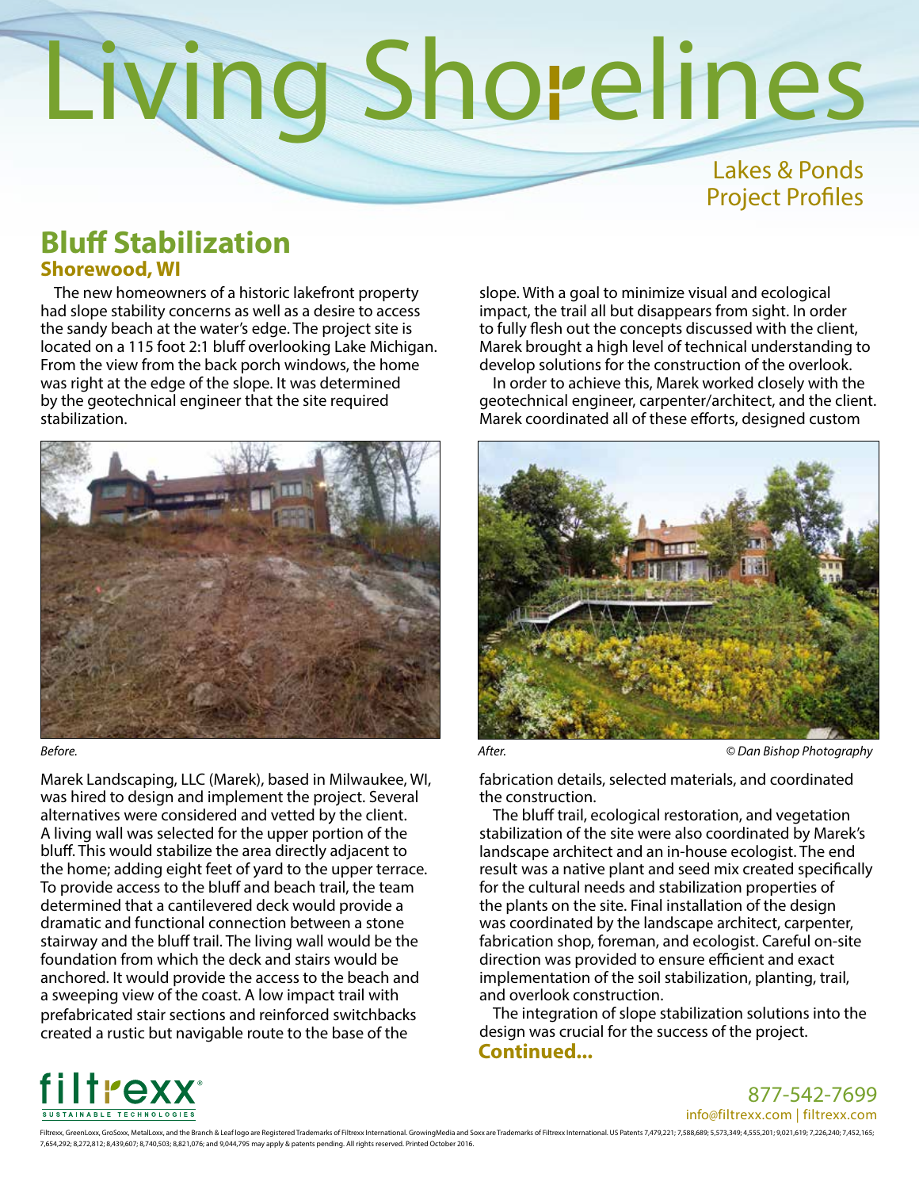# Living Shorelines

Lakes & Ponds
Project Profiles

## Bluff Stabilization

### Shorewood, WI

The new homeowners of a historic lakefront property had slope stability concerns as well as a desire to access the sandy beach at the water's edge. The project site is located on a 115 foot 2:1 bluff overlooking Lake Michigan. From the view from the back porch windows, the home was right at the edge of the slope. It was determined by the geotechnical engineer that the site required stabilization.

*Before.*

Marek Landscaping, LLC (Marek), based in Milwaukee, WI, was hired to design and implement the project. Several alternatives were considered and vetted by the client. A living wall was selected for the upper portion of the bluff. This would stabilize the area directly adjacent to the home; adding eight feet of yard to the upper terrace. To provide access to the bluff and beach trail, the team determined that a cantilevered deck would provide a dramatic and functional connection between a stone stairway and the bluff trail. The living wall would be the foundation from which the deck and stairs would be anchored. It would provide the access to the beach and a sweeping view of the coast. A low impact trail with prefabricated stair sections and reinforced switchbacks created a rustic but navigable route to the base of the slope. With a goal to minimize visual and ecological impact, the trail all but disappears from sight. In order to fully flesh out the concepts discussed with the client, Marek brought a high level of technical understanding to develop solutions for the construction of the overlook.

In order to achieve this, Marek worked closely with the geotechnical engineer, carpenter/architect, and the client. Marek coordinated all of these efforts, designed custom fabrication details, selected materials, and coordinated the construction.

*After.* *© Dan Bishop Photography*

The bluff trail, ecological restoration, and vegetation stabilization of the site were also coordinated by Marek's landscape architect and an in-house ecologist. The end result was a native plant and seed mix created specifically for the cultural needs and stabilization properties of the plants on the site. Final installation of the design was coordinated by the landscape architect, carpenter, fabrication shop, foreman, and ecologist. Careful on-site direction was provided to ensure efficient and exact implementation of the soil stabilization, planting, trail, and overlook construction.

The integration of slope stabilization solutions into the design was crucial for the success of the project.

**Continued...**

filtrexx
SUSTAINABLE TECHNOLOGIES

877-542-7699
info@filtrexx.com | filtrexx.com

Filtrexx, GreenLoxx, GroSoxx, MetalLoxx, and the Branch & Leaf logo are Registered Trademarks of Filtrexx International. GrowingMedia and Soxx are Trademarks of Filtrexx International. US Patents 7,479,221; 7,588,689; 5,573,349; 4,555,201; 9,021,619; 7,226,240; 7,452,165; 7,654,292; 8,272,812; 8,439,607; 8,740,503; 8,821,076; and 9,044,795 may apply & patents pending. All rights reserved. Printed October 2016.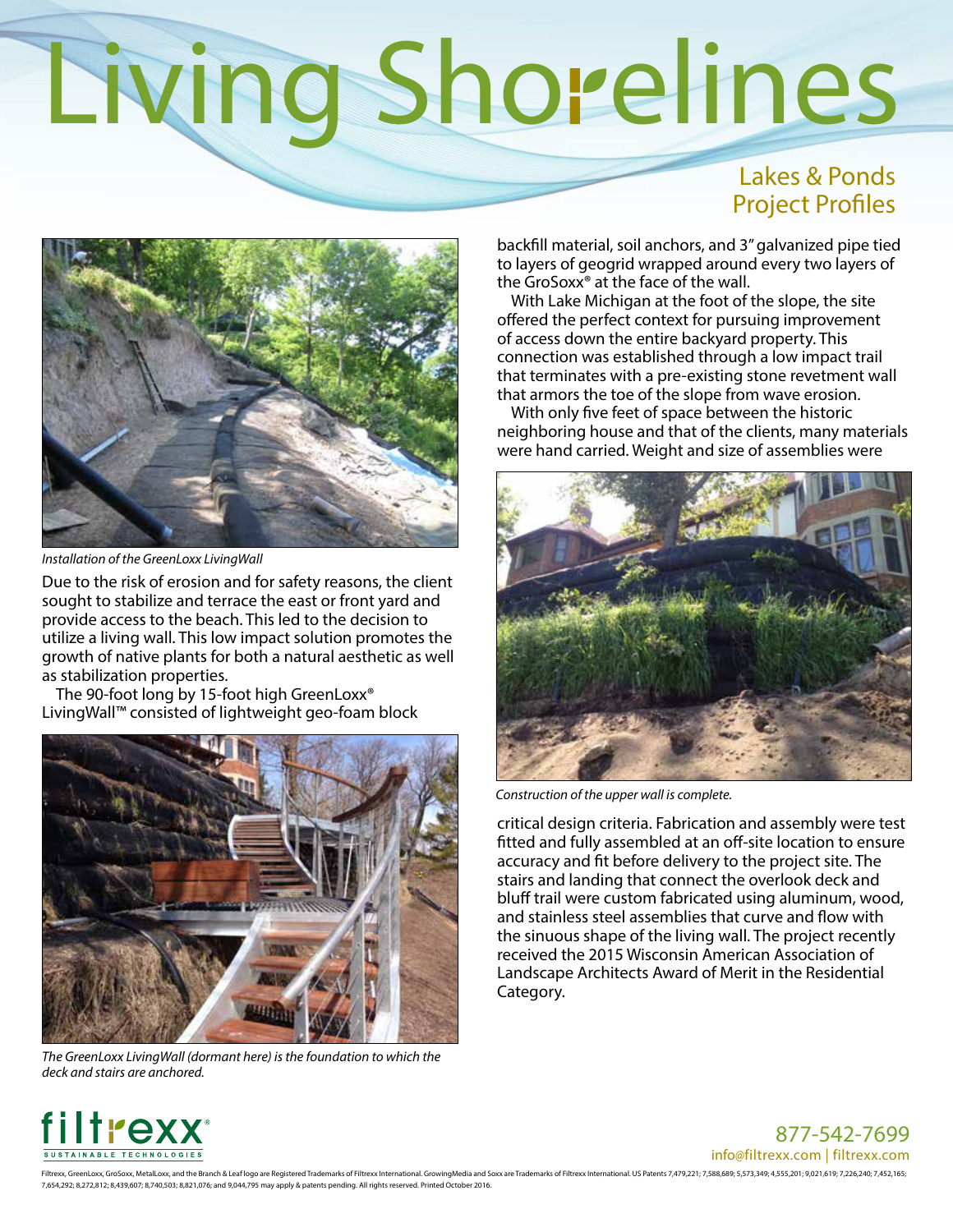# Living Shorelines

## Lakes & Ponds Project Profiles

*Installation of the GreenLoxx LivingWall*

Due to the risk of erosion and for safety reasons, the client sought to stabilize and terrace the east or front yard and provide access to the beach. This led to the decision to utilize a living wall. This low impact solution promotes the growth of native plants for both a natural aesthetic as well as stabilization properties.

The 90-foot long by 15-foot high GreenLoxx® LivingWall™ consisted of lightweight geo-foam block

*The GreenLoxx LivingWall (dormant here) is the foundation to which the deck and stairs are anchored.*

backfill material, soil anchors, and 3" galvanized pipe tied to layers of geogrid wrapped around every two layers of the GroSoxx® at the face of the wall.

With Lake Michigan at the foot of the slope, the site offered the perfect context for pursuing improvement of access down the entire backyard property. This connection was established through a low impact trail that terminates with a pre-existing stone revetment wall that armors the toe of the slope from wave erosion.

With only five feet of space between the historic neighboring house and that of the clients, many materials were hand carried. Weight and size of assemblies were

*Construction of the upper wall is complete.*

critical design criteria. Fabrication and assembly were test fitted and fully assembled at an off-site location to ensure accuracy and fit before delivery to the project site. The stairs and landing that connect the overlook deck and bluff trail were custom fabricated using aluminum, wood, and stainless steel assemblies that curve and flow with the sinuous shape of the living wall. The project recently received the 2015 Wisconsin American Association of Landscape Architects Award of Merit in the Residential Category.

filtrexx® SUSTAINABLE TECHNOLOGIES

877-542-7699
info@filtrexx.com | filtrexx.com

Filtrexx, GreenLoxx, GroSoxx, MetalLoxx, and the Branch & Leaf logo are Registered Trademarks of Filtrexx International. GrowingMedia and Soxx are Trademarks of Filtrexx International. US Patents 7,479,221; 7,588,689; 5,573,349; 4,555,201; 9,021,619; 7,226,240; 7,452,165; 7,654,292; 8,272,812; 8,439,607; 8,740,503; 8,821,076; and 9,044,795 may apply & patents pending. All rights reserved. Printed October 2016.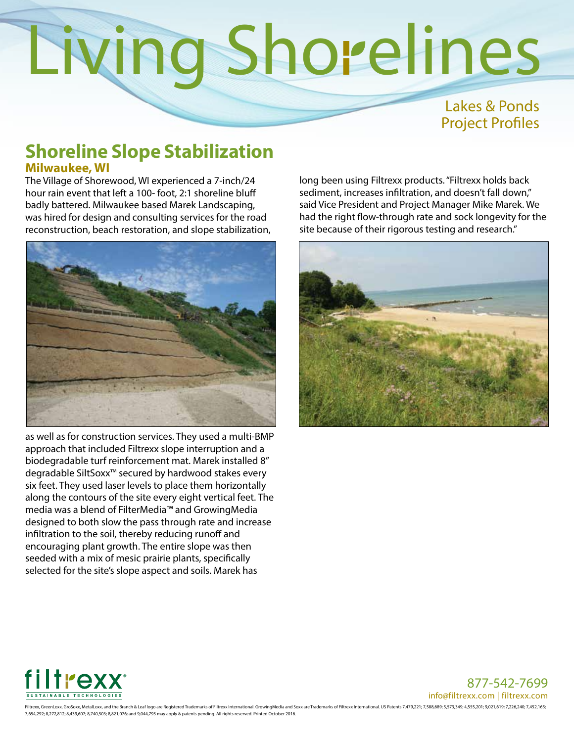# Living Shorelines

Lakes & Ponds
Project Profiles

## Shoreline Slope Stabilization

### Milwaukee, WI

The Village of Shorewood, WI experienced a 7-inch/24 hour rain event that left a 100- foot, 2:1 shoreline bluff badly battered. Milwaukee based Marek Landscaping, was hired for design and consulting services for the road reconstruction, beach restoration, and slope stabilization, as well as for construction services. They used a multi-BMP approach that included Filtrexx slope interruption and a biodegradable turf reinforcement mat. Marek installed 8" degradable SiltSoxx™ secured by hardwood stakes every six feet. They used laser levels to place them horizontally along the contours of the site every eight vertical feet. The media was a blend of FilterMedia™ and GrowingMedia designed to both slow the pass through rate and increase infiltration to the soil, thereby reducing runoff and encouraging plant growth. The entire slope was then seeded with a mix of mesic prairie plants, specifically selected for the site's slope aspect and soils. Marek has long been using Filtrexx products. "Filtrexx holds back sediment, increases infiltration, and doesn't fall down," said Vice President and Project Manager Mike Marek. We had the right flow-through rate and sock longevity for the site because of their rigorous testing and research."

filtrexx® SUSTAINABLE TECHNOLOGIES

877-542-7699
info@filtrexx.com | filtrexx.com

Filtrexx, GreenLoxx, GroSoxx, MetalLoxx, and the Branch & Leaf logo are Registered Trademarks of Filtrexx International. GrowingMedia and Soxx are Trademarks of Filtrexx International. US Patents 7,479,221; 7,588,689; 5,573,349; 4,555,201; 9,021,619; 7,226,240; 7,452,165; 7,654,292; 8,272,812; 8,439,607; 8,740,503; 8,821,076; and 9,044,795 may apply & patents pending. All rights reserved. Printed October 2016.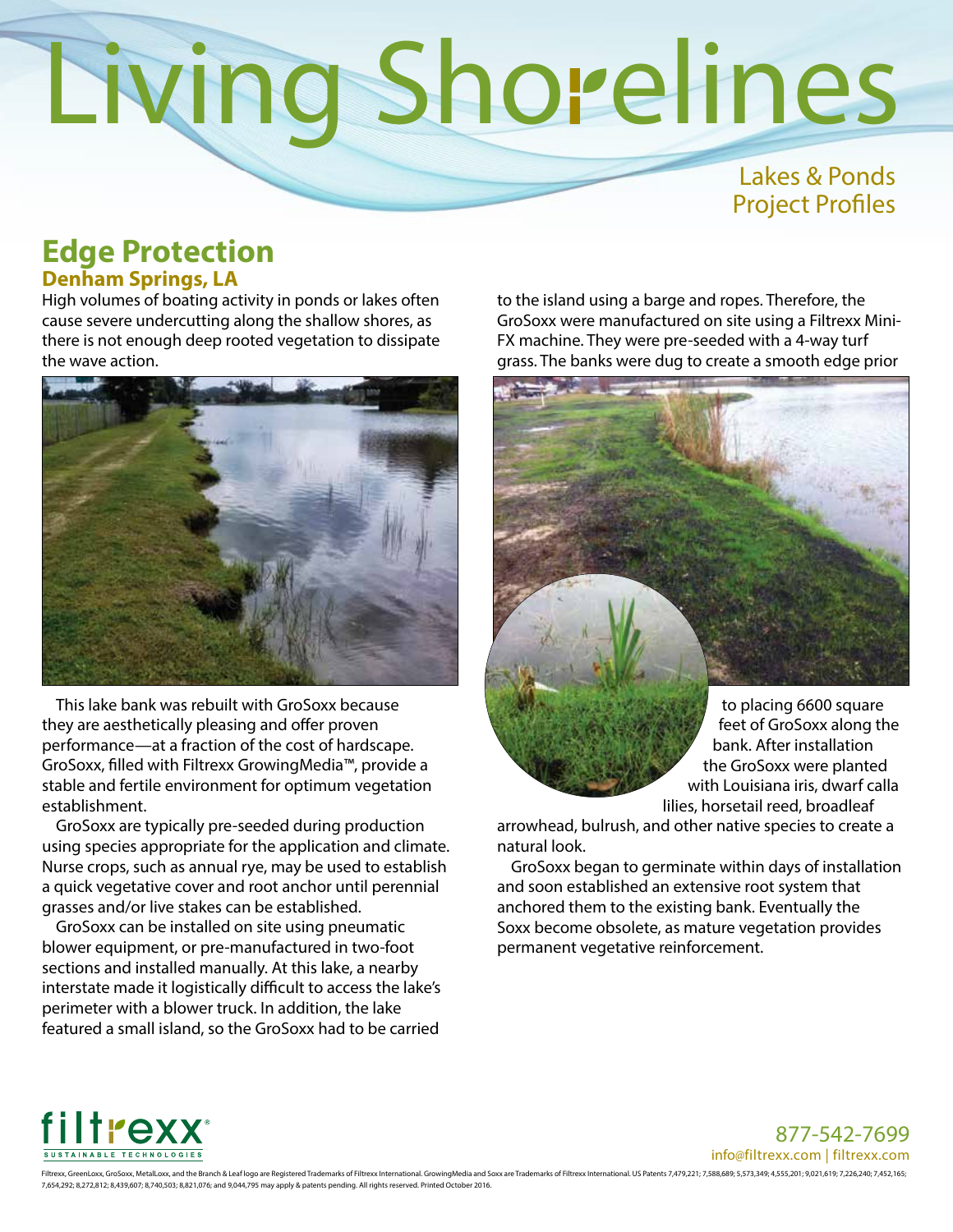# Living Shorelines

Lakes & Ponds
Project Profiles

## Edge Protection

### Denham Springs, LA

High volumes of boating activity in ponds or lakes often cause severe undercutting along the shallow shores, as there is not enough deep rooted vegetation to dissipate the wave action.

This lake bank was rebuilt with GroSoxx because they are aesthetically pleasing and offer proven performance—at a fraction of the cost of hardscape. GroSoxx, filled with Filtrexx GrowingMedia™, provide a stable and fertile environment for optimum vegetation establishment.

GroSoxx are typically pre-seeded during production using species appropriate for the application and climate. Nurse crops, such as annual rye, may be used to establish a quick vegetative cover and root anchor until perennial grasses and/or live stakes can be established.

GroSoxx can be installed on site using pneumatic blower equipment, or pre-manufactured in two-foot sections and installed manually. At this lake, a nearby interstate made it logistically difficult to access the lake's perimeter with a blower truck. In addition, the lake featured a small island, so the GroSoxx had to be carried to the island using a barge and ropes. Therefore, the GroSoxx were manufactured on site using a Filtrexx Mini-FX machine. They were pre-seeded with a 4-way turf grass. The banks were dug to create a smooth edge prior to placing 6600 square feet of GroSoxx along the bank. After installation the GroSoxx were planted with Louisiana iris, dwarf calla lilies, horsetail reed, broadleaf arrowhead, bulrush, and other native species to create a natural look.

GroSoxx began to germinate within days of installation and soon established an extensive root system that anchored them to the existing bank. Eventually the Soxx become obsolete, as mature vegetation provides permanent vegetative reinforcement.

filtrexx
SUSTAINABLE TECHNOLOGIES

877-542-7699
info@filtrexx.com | filtrexx.com

Filtrexx, GreenLoxx, GroSoxx, MetalLoxx, and the Branch & Leaf logo are Registered Trademarks of Filtrexx International. GrowingMedia and Soxx are Trademarks of Filtrexx International. US Patents 7,479,221; 7,588,689; 5,573,349; 4,555,201; 9,021,619; 7,226,240; 7,452,165; 7,654,292; 8,272,812; 8,439,607; 8,740,503; 8,821,076; and 9,044,795 may apply & patents pending. All rights reserved. Printed October 2016.